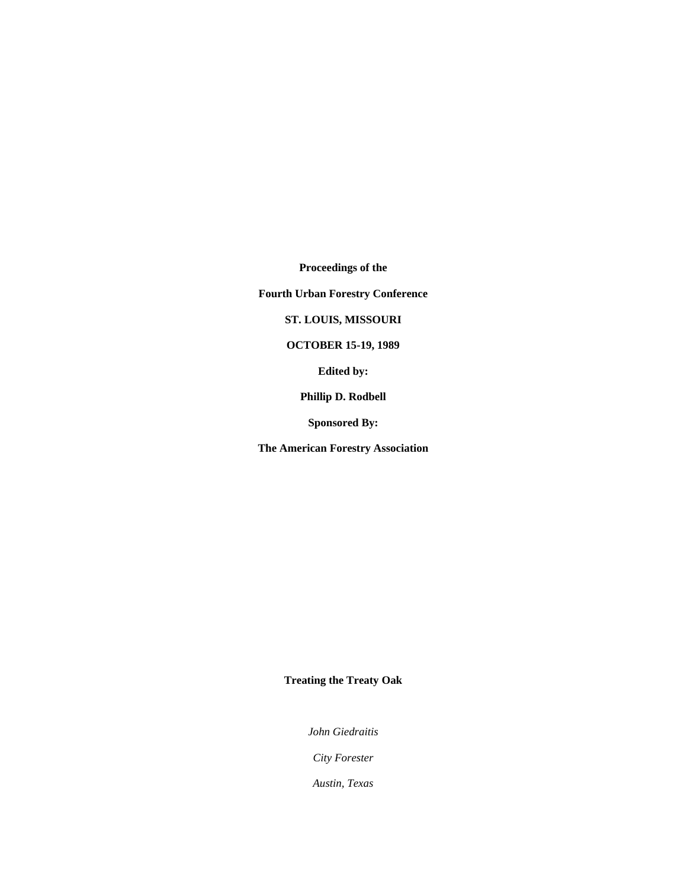**Proceedings of the**

**Fourth Urban Forestry Conference**

**ST. LOUIS, MISSOURI**

**OCTOBER 15-19, 1989**

**Edited by:**

**Phillip D. Rodbell**

**Sponsored By:**

**The American Forestry Association**

# Treating the Treaty Oak

*John Giedraitis*

*City Forester*

*Austin, Texas*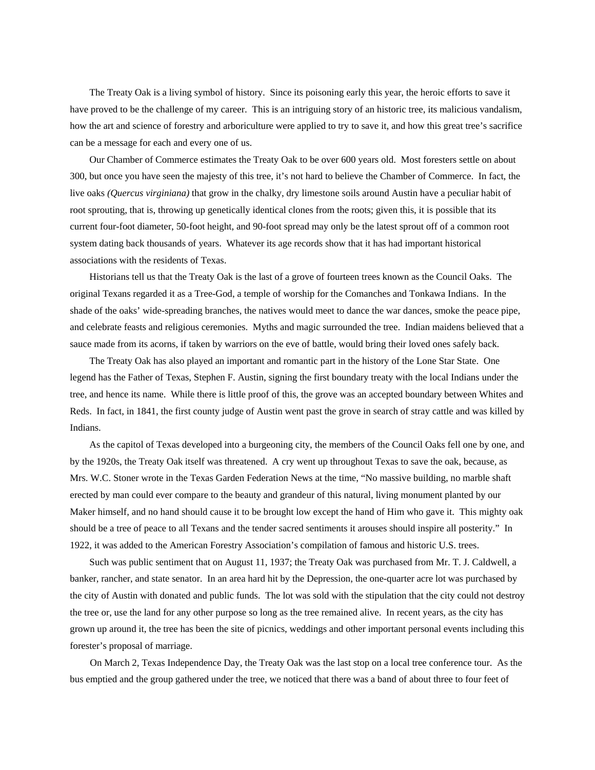The Treaty Oak is a living symbol of history. Since its poisoning early this year, the heroic efforts to save it have proved to be the challenge of my career. This is an intriguing story of an historic tree, its malicious vandalism, how the art and science of forestry and arboriculture were applied to try to save it, and how this great tree's sacrifice can be a message for each and every one of us.

Our Chamber of Commerce estimates the Treaty Oak to be over 600 years old. Most foresters settle on about 300, but once you have seen the majesty of this tree, it's not hard to believe the Chamber of Commerce. In fact, the live oaks *(Quercus virginiana)* that grow in the chalky, dry limestone soils around Austin have a peculiar habit of root sprouting, that is, throwing up genetically identical clones from the roots; given this, it is possible that its current four-foot diameter, 50-foot height, and 90-foot spread may only be the latest sprout off of a common root system dating back thousands of years. Whatever its age records show that it has had important historical associations with the residents of Texas.

Historians tell us that the Treaty Oak is the last of a grove of fourteen trees known as the Council Oaks. The original Texans regarded it as a Tree-God, a temple of worship for the Comanches and Tonkawa Indians. In the shade of the oaks' wide-spreading branches, the natives would meet to dance the war dances, smoke the peace pipe, and celebrate feasts and religious ceremonies. Myths and magic surrounded the tree. Indian maidens believed that a sauce made from its acorns, if taken by warriors on the eve of battle, would bring their loved ones safely back.

The Treaty Oak has also played an important and romantic part in the history of the Lone Star State. One legend has the Father of Texas, Stephen F. Austin, signing the first boundary treaty with the local Indians under the tree, and hence its name. While there is little proof of this, the grove was an accepted boundary between Whites and Reds. In fact, in 1841, the first county judge of Austin went past the grove in search of stray cattle and was killed by Indians.

As the capitol of Texas developed into a burgeoning city, the members of the Council Oaks fell one by one, and by the 1920s, the Treaty Oak itself was threatened. A cry went up throughout Texas to save the oak, because, as Mrs. W.C. Stoner wrote in the Texas Garden Federation News at the time, "No massive building, no marble shaft erected by man could ever compare to the beauty and grandeur of this natural, living monument planted by our Maker himself, and no hand should cause it to be brought low except the hand of Him who gave it. This mighty oak should be a tree of peace to all Texans and the tender sacred sentiments it arouses should inspire all posterity." In 1922, it was added to the American Forestry Association's compilation of famous and historic U.S. trees.

Such was public sentiment that on August 11, 1937; the Treaty Oak was purchased from Mr. T. J. Caldwell, a banker, rancher, and state senator. In an area hard hit by the Depression, the one-quarter acre lot was purchased by the city of Austin with donated and public funds. The lot was sold with the stipulation that the city could not destroy the tree or, use the land for any other purpose so long as the tree remained alive. In recent years, as the city has grown up around it, the tree has been the site of picnics, weddings and other important personal events including this forester's proposal of marriage.

On March 2, Texas Independence Day, the Treaty Oak was the last stop on a local tree conference tour. As the bus emptied and the group gathered under the tree, we noticed that there was a band of about three to four feet of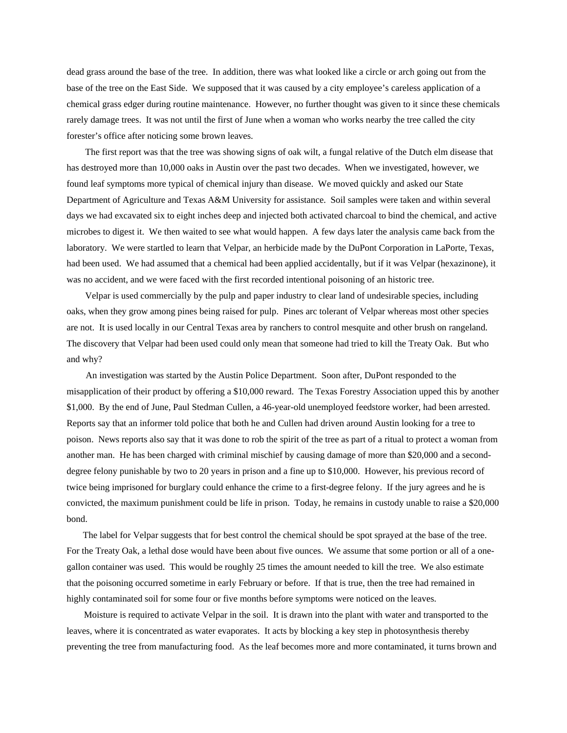dead grass around the base of the tree. In addition, there was what looked like a circle or arch going out from the base of the tree on the East Side. We supposed that it was caused by a city employee's careless application of a chemical grass edger during routine maintenance. However, no further thought was given to it since these chemicals rarely damage trees. It was not until the first of June when a woman who works nearby the tree called the city forester's office after noticing some brown leaves.

The first report was that the tree was showing signs of oak wilt, a fungal relative of the Dutch elm disease that has destroyed more than 10,000 oaks in Austin over the past two decades. When we investigated, however, we found leaf symptoms more typical of chemical injury than disease. We moved quickly and asked our State Department of Agriculture and Texas A&M University for assistance. Soil samples were taken and within several days we had excavated six to eight inches deep and injected both activated charcoal to bind the chemical, and active microbes to digest it. We then waited to see what would happen. A few days later the analysis came back from the laboratory. We were startled to learn that Velpar, an herbicide made by the DuPont Corporation in LaPorte, Texas, had been used. We had assumed that a chemical had been applied accidentally, but if it was Velpar (hexazinone), it was no accident, and we were faced with the first recorded intentional poisoning of an historic tree.

Velpar is used commercially by the pulp and paper industry to clear land of undesirable species, including oaks, when they grow among pines being raised for pulp. Pines arc tolerant of Velpar whereas most other species are not. It is used locally in our Central Texas area by ranchers to control mesquite and other brush on rangeland. The discovery that Velpar had been used could only mean that someone had tried to kill the Treaty Oak. But who and why?

An investigation was started by the Austin Police Department. Soon after, DuPont responded to the misapplication of their product by offering a $10,000 reward. The Texas Forestry Association upped this by another $1,000. By the end of June, Paul Stedman Cullen, a 46-year-old unemployed feedstore worker, had been arrested. Reports say that an informer told police that both he and Cullen had driven around Austin looking for a tree to poison. News reports also say that it was done to rob the spirit of the tree as part of a ritual to protect a woman from another man. He has been charged with criminal mischief by causing damage of more than $20,000 and a second-degree felony punishable by two to 20 years in prison and a fine up to $10,000. However, his previous record of twice being imprisoned for burglary could enhance the crime to a first-degree felony. If the jury agrees and he is convicted, the maximum punishment could be life in prison. Today, he remains in custody unable to raise a $20,000 bond.

The label for Velpar suggests that for best control the chemical should be spot sprayed at the base of the tree. For the Treaty Oak, a lethal dose would have been about five ounces. We assume that some portion or all of a one-gallon container was used. This would be roughly 25 times the amount needed to kill the tree. We also estimate that the poisoning occurred sometime in early February or before. If that is true, then the tree had remained in highly contaminated soil for some four or five months before symptoms were noticed on the leaves.

Moisture is required to activate Velpar in the soil. It is drawn into the plant with water and transported to the leaves, where it is concentrated as water evaporates. It acts by blocking a key step in photosynthesis thereby preventing the tree from manufacturing food. As the leaf becomes more and more contaminated, it turns brown and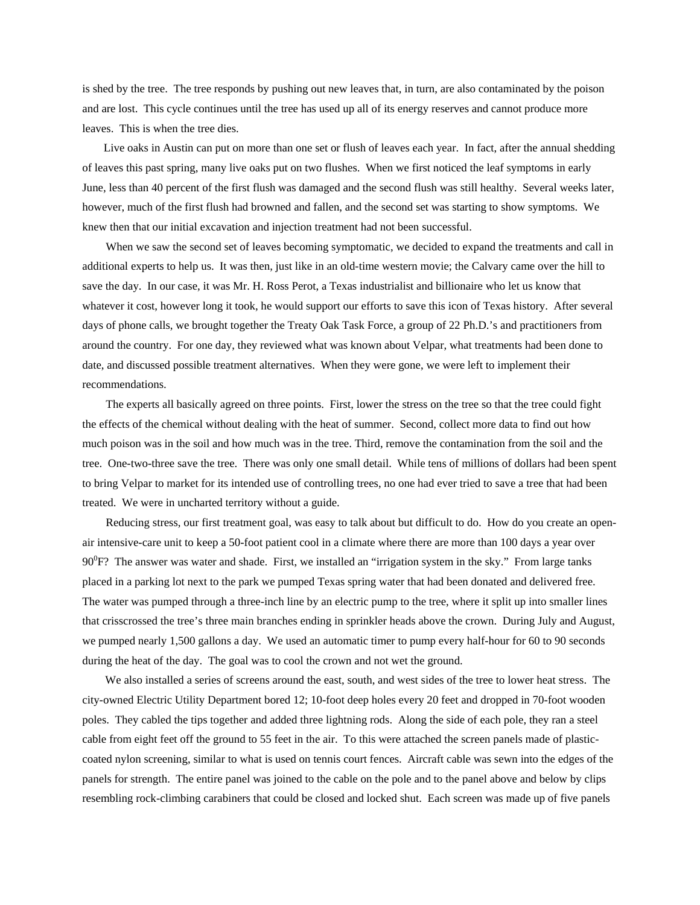is shed by the tree. The tree responds by pushing out new leaves that, in turn, are also contaminated by the poison and are lost. This cycle continues until the tree has used up all of its energy reserves and cannot produce more leaves. This is when the tree dies.

Live oaks in Austin can put on more than one set or flush of leaves each year. In fact, after the annual shedding of leaves this past spring, many live oaks put on two flushes. When we first noticed the leaf symptoms in early June, less than 40 percent of the first flush was damaged and the second flush was still healthy. Several weeks later, however, much of the first flush had browned and fallen, and the second set was starting to show symptoms. We knew then that our initial excavation and injection treatment had not been successful.

When we saw the second set of leaves becoming symptomatic, we decided to expand the treatments and call in additional experts to help us. It was then, just like in an old-time western movie; the Calvary came over the hill to save the day. In our case, it was Mr. H. Ross Perot, a Texas industrialist and billionaire who let us know that whatever it cost, however long it took, he would support our efforts to save this icon of Texas history. After several days of phone calls, we brought together the Treaty Oak Task Force, a group of 22 Ph.D.'s and practitioners from around the country. For one day, they reviewed what was known about Velpar, what treatments had been done to date, and discussed possible treatment alternatives. When they were gone, we were left to implement their recommendations.

The experts all basically agreed on three points. First, lower the stress on the tree so that the tree could fight the effects of the chemical without dealing with the heat of summer. Second, collect more data to find out how much poison was in the soil and how much was in the tree. Third, remove the contamination from the soil and the tree. One-two-three save the tree. There was only one small detail. While tens of millions of dollars had been spent to bring Velpar to market for its intended use of controlling trees, no one had ever tried to save a tree that had been treated. We were in uncharted territory without a guide.

Reducing stress, our first treatment goal, was easy to talk about but difficult to do. How do you create an open-air intensive-care unit to keep a 50-foot patient cool in a climate where there are more than 100 days a year over $90^0$F? The answer was water and shade. First, we installed an "irrigation system in the sky." From large tanks placed in a parking lot next to the park we pumped Texas spring water that had been donated and delivered free. The water was pumped through a three-inch line by an electric pump to the tree, where it split up into smaller lines that crisscrossed the tree's three main branches ending in sprinkler heads above the crown. During July and August, we pumped nearly 1,500 gallons a day. We used an automatic timer to pump every half-hour for 60 to 90 seconds during the heat of the day. The goal was to cool the crown and not wet the ground.

We also installed a series of screens around the east, south, and west sides of the tree to lower heat stress. The city-owned Electric Utility Department bored 12; 10-foot deep holes every 20 feet and dropped in 70-foot wooden poles. They cabled the tips together and added three lightning rods. Along the side of each pole, they ran a steel cable from eight feet off the ground to 55 feet in the air. To this were attached the screen panels made of plastic-coated nylon screening, similar to what is used on tennis court fences. Aircraft cable was sewn into the edges of the panels for strength. The entire panel was joined to the cable on the pole and to the panel above and below by clips resembling rock-climbing carabiners that could be closed and locked shut. Each screen was made up of five panels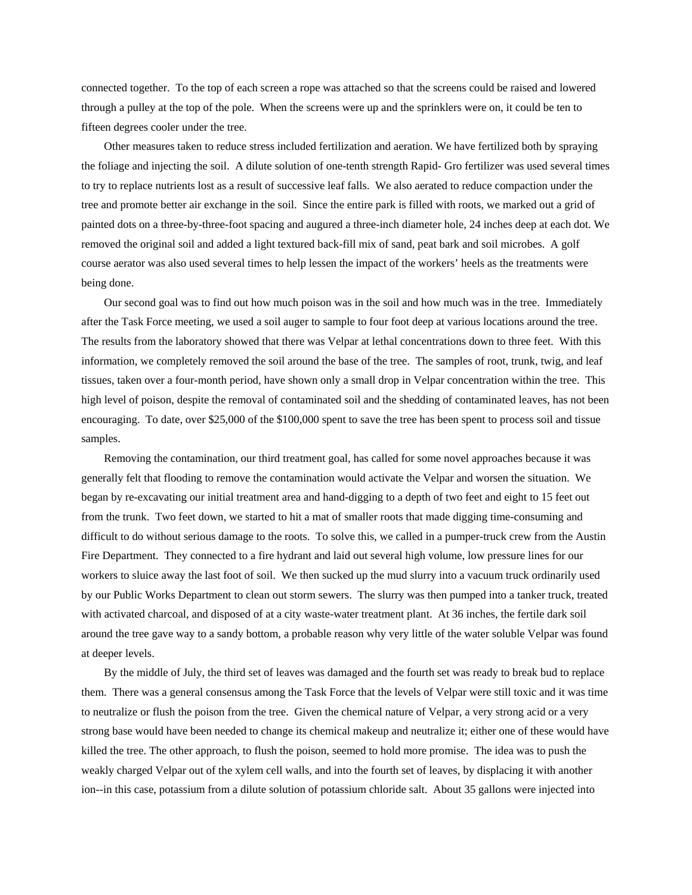connected together. To the top of each screen a rope was attached so that the screens could be raised and lowered through a pulley at the top of the pole. When the screens were up and the sprinklers were on, it could be ten to fifteen degrees cooler under the tree.

Other measures taken to reduce stress included fertilization and aeration. We have fertilized both by spraying the foliage and injecting the soil. A dilute solution of one-tenth strength Rapid- Gro fertilizer was used several times to try to replace nutrients lost as a result of successive leaf falls. We also aerated to reduce compaction under the tree and promote better air exchange in the soil. Since the entire park is filled with roots, we marked out a grid of painted dots on a three-by-three-foot spacing and augured a three-inch diameter hole, 24 inches deep at each dot. We removed the original soil and added a light textured back-fill mix of sand, peat bark and soil microbes. A golf course aerator was also used several times to help lessen the impact of the workers' heels as the treatments were being done.

Our second goal was to find out how much poison was in the soil and how much was in the tree. Immediately after the Task Force meeting, we used a soil auger to sample to four foot deep at various locations around the tree. The results from the laboratory showed that there was Velpar at lethal concentrations down to three feet. With this information, we completely removed the soil around the base of the tree. The samples of root, trunk, twig, and leaf tissues, taken over a four-month period, have shown only a small drop in Velpar concentration within the tree. This high level of poison, despite the removal of contaminated soil and the shedding of contaminated leaves, has not been encouraging. To date, over $25,000 of the $100,000 spent to save the tree has been spent to process soil and tissue samples.

Removing the contamination, our third treatment goal, has called for some novel approaches because it was generally felt that flooding to remove the contamination would activate the Velpar and worsen the situation. We began by re-excavating our initial treatment area and hand-digging to a depth of two feet and eight to 15 feet out from the trunk. Two feet down, we started to hit a mat of smaller roots that made digging time-consuming and difficult to do without serious damage to the roots. To solve this, we called in a pumper-truck crew from the Austin Fire Department. They connected to a fire hydrant and laid out several high volume, low pressure lines for our workers to sluice away the last foot of soil. We then sucked up the mud slurry into a vacuum truck ordinarily used by our Public Works Department to clean out storm sewers. The slurry was then pumped into a tanker truck, treated with activated charcoal, and disposed of at a city waste-water treatment plant. At 36 inches, the fertile dark soil around the tree gave way to a sandy bottom, a probable reason why very little of the water soluble Velpar was found at deeper levels.

By the middle of July, the third set of leaves was damaged and the fourth set was ready to break bud to replace them. There was a general consensus among the Task Force that the levels of Velpar were still toxic and it was time to neutralize or flush the poison from the tree. Given the chemical nature of Velpar, a very strong acid or a very strong base would have been needed to change its chemical makeup and neutralize it; either one of these would have killed the tree. The other approach, to flush the poison, seemed to hold more promise. The idea was to push the weakly charged Velpar out of the xylem cell walls, and into the fourth set of leaves, by displacing it with another ion--in this case, potassium from a dilute solution of potassium chloride salt. About 35 gallons were injected into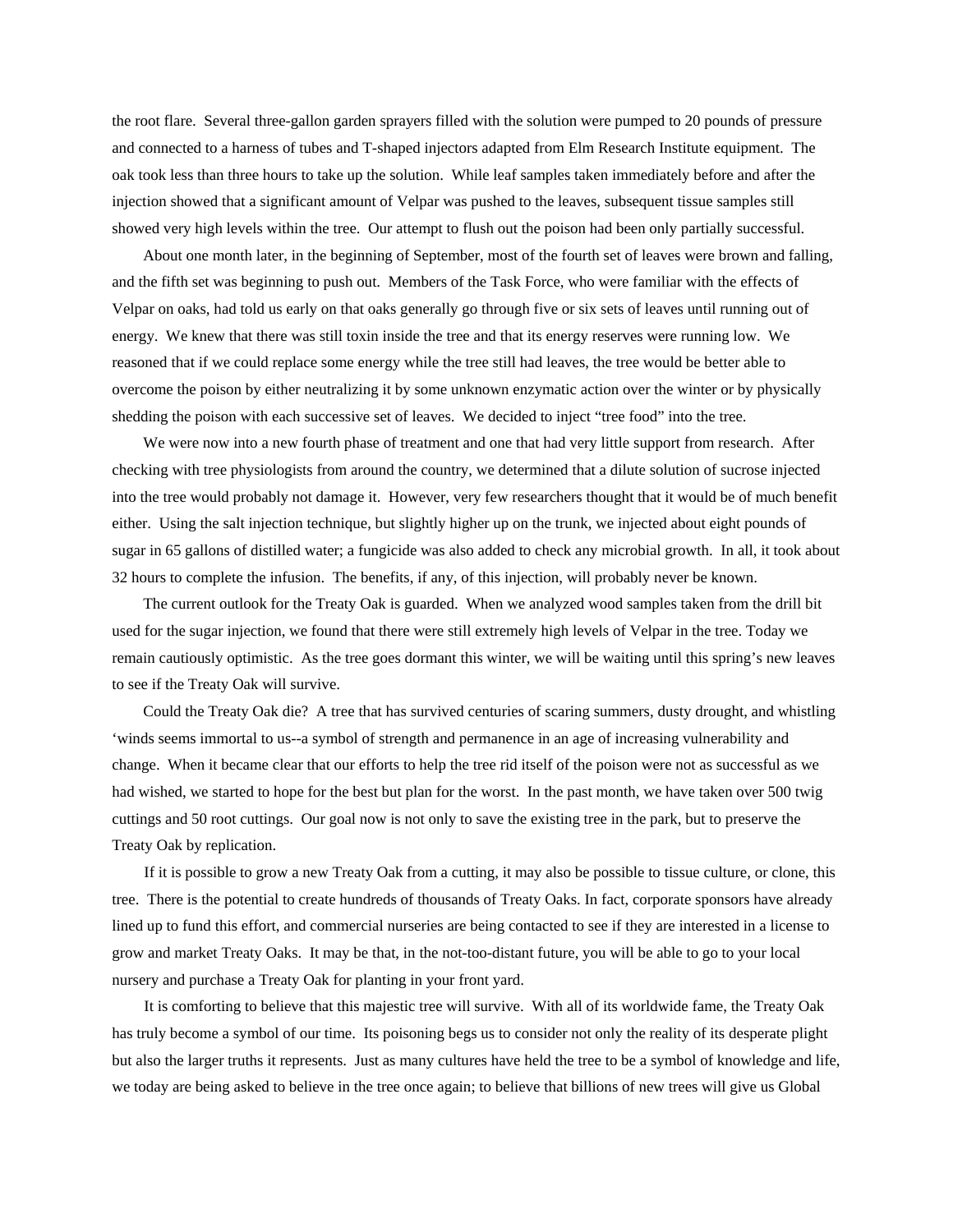the root flare. Several three-gallon garden sprayers filled with the solution were pumped to 20 pounds of pressure and connected to a harness of tubes and T-shaped injectors adapted from Elm Research Institute equipment. The oak took less than three hours to take up the solution. While leaf samples taken immediately before and after the injection showed that a significant amount of Velpar was pushed to the leaves, subsequent tissue samples still showed very high levels within the tree. Our attempt to flush out the poison had been only partially successful.

About one month later, in the beginning of September, most of the fourth set of leaves were brown and falling, and the fifth set was beginning to push out. Members of the Task Force, who were familiar with the effects of Velpar on oaks, had told us early on that oaks generally go through five or six sets of leaves until running out of energy. We knew that there was still toxin inside the tree and that its energy reserves were running low. We reasoned that if we could replace some energy while the tree still had leaves, the tree would be better able to overcome the poison by either neutralizing it by some unknown enzymatic action over the winter or by physically shedding the poison with each successive set of leaves. We decided to inject "tree food" into the tree.

We were now into a new fourth phase of treatment and one that had very little support from research. After checking with tree physiologists from around the country, we determined that a dilute solution of sucrose injected into the tree would probably not damage it. However, very few researchers thought that it would be of much benefit either. Using the salt injection technique, but slightly higher up on the trunk, we injected about eight pounds of sugar in 65 gallons of distilled water; a fungicide was also added to check any microbial growth. In all, it took about 32 hours to complete the infusion. The benefits, if any, of this injection, will probably never be known.

The current outlook for the Treaty Oak is guarded. When we analyzed wood samples taken from the drill bit used for the sugar injection, we found that there were still extremely high levels of Velpar in the tree. Today we remain cautiously optimistic. As the tree goes dormant this winter, we will be waiting until this spring's new leaves to see if the Treaty Oak will survive.

Could the Treaty Oak die? A tree that has survived centuries of scaring summers, dusty drought, and whistling 'winds seems immortal to us--a symbol of strength and permanence in an age of increasing vulnerability and change. When it became clear that our efforts to help the tree rid itself of the poison were not as successful as we had wished, we started to hope for the best but plan for the worst. In the past month, we have taken over 500 twig cuttings and 50 root cuttings. Our goal now is not only to save the existing tree in the park, but to preserve the Treaty Oak by replication.

If it is possible to grow a new Treaty Oak from a cutting, it may also be possible to tissue culture, or clone, this tree. There is the potential to create hundreds of thousands of Treaty Oaks. In fact, corporate sponsors have already lined up to fund this effort, and commercial nurseries are being contacted to see if they are interested in a license to grow and market Treaty Oaks. It may be that, in the not-too-distant future, you will be able to go to your local nursery and purchase a Treaty Oak for planting in your front yard.

It is comforting to believe that this majestic tree will survive. With all of its worldwide fame, the Treaty Oak has truly become a symbol of our time. Its poisoning begs us to consider not only the reality of its desperate plight but also the larger truths it represents. Just as many cultures have held the tree to be a symbol of knowledge and life, we today are being asked to believe in the tree once again; to believe that billions of new trees will give us Global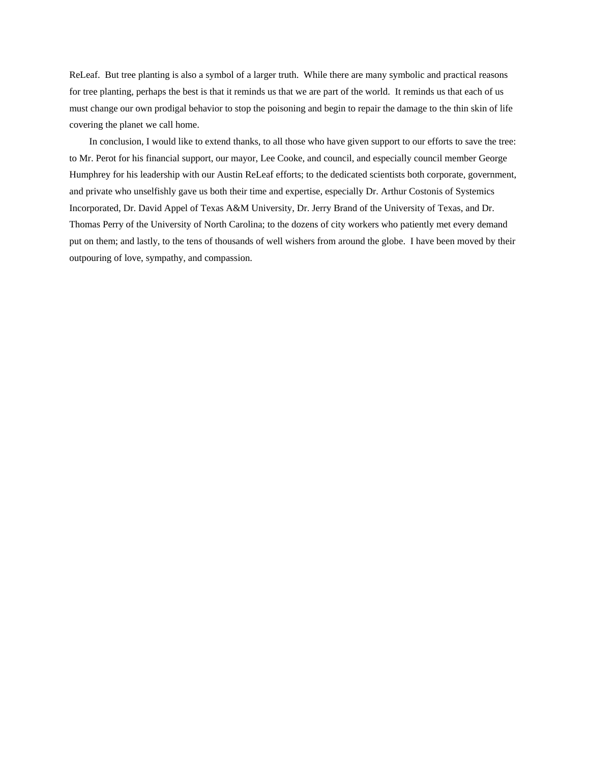ReLeaf. But tree planting is also a symbol of a larger truth. While there are many symbolic and practical reasons for tree planting, perhaps the best is that it reminds us that we are part of the world. It reminds us that each of us must change our own prodigal behavior to stop the poisoning and begin to repair the damage to the thin skin of life covering the planet we call home.

In conclusion, I would like to extend thanks, to all those who have given support to our efforts to save the tree: to Mr. Perot for his financial support, our mayor, Lee Cooke, and council, and especially council member George Humphrey for his leadership with our Austin ReLeaf efforts; to the dedicated scientists both corporate, government, and private who unselfishly gave us both their time and expertise, especially Dr. Arthur Costonis of Systemics Incorporated, Dr. David Appel of Texas A&M University, Dr. Jerry Brand of the University of Texas, and Dr. Thomas Perry of the University of North Carolina; to the dozens of city workers who patiently met every demand put on them; and lastly, to the tens of thousands of well wishers from around the globe. I have been moved by their outpouring of love, sympathy, and compassion.